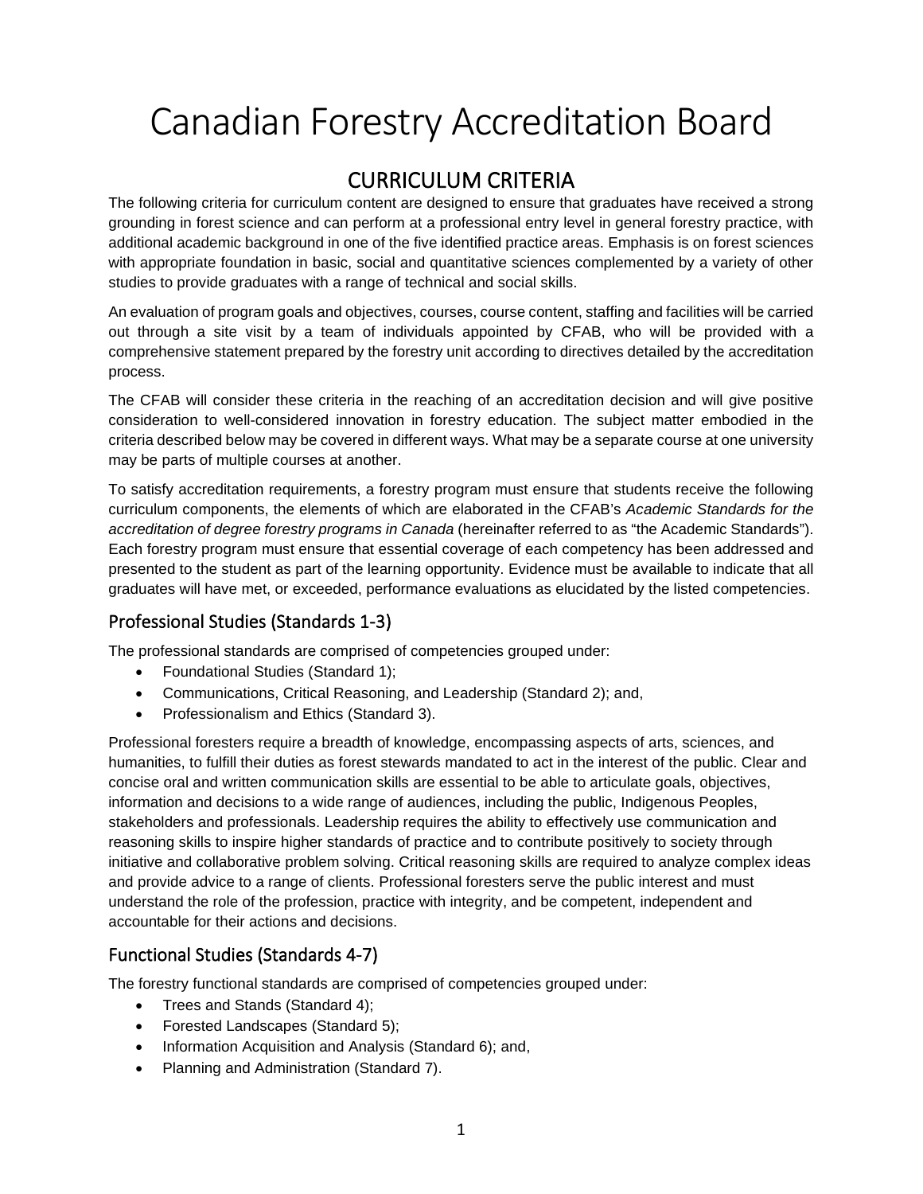# Canadian Forestry Accreditation Board

## CURRICULUM CRITERIA

The following criteria for curriculum content are designed to ensure that graduates have received a strong grounding in forest science and can perform at a professional entry level in general forestry practice, with additional academic background in one of the five identified practice areas. Emphasis is on forest sciences with appropriate foundation in basic, social and quantitative sciences complemented by a variety of other studies to provide graduates with a range of technical and social skills.

An evaluation of program goals and objectives, courses, course content, staffing and facilities will be carried out through a site visit by a team of individuals appointed by CFAB, who will be provided with a comprehensive statement prepared by the forestry unit according to directives detailed by the accreditation process.

The CFAB will consider these criteria in the reaching of an accreditation decision and will give positive consideration to well-considered innovation in forestry education. The subject matter embodied in the criteria described below may be covered in different ways. What may be a separate course at one university may be parts of multiple courses at another.

To satisfy accreditation requirements, a forestry program must ensure that students receive the following curriculum components, the elements of which are elaborated in the CFAB's *Academic Standards for the accreditation of degree forestry programs in Canada* (hereinafter referred to as "the Academic Standards"). Each forestry program must ensure that essential coverage of each competency has been addressed and presented to the student as part of the learning opportunity. Evidence must be available to indicate that all graduates will have met, or exceeded, performance evaluations as elucidated by the listed competencies.

### Professional Studies (Standards 1-3)

The professional standards are comprised of competencies grouped under:

- Foundational Studies (Standard 1);
- Communications, Critical Reasoning, and Leadership (Standard 2); and,
- Professionalism and Ethics (Standard 3).

Professional foresters require a breadth of knowledge, encompassing aspects of arts, sciences, and humanities, to fulfill their duties as forest stewards mandated to act in the interest of the public. Clear and concise oral and written communication skills are essential to be able to articulate goals, objectives, information and decisions to a wide range of audiences, including the public, Indigenous Peoples, stakeholders and professionals. Leadership requires the ability to effectively use communication and reasoning skills to inspire higher standards of practice and to contribute positively to society through initiative and collaborative problem solving. Critical reasoning skills are required to analyze complex ideas and provide advice to a range of clients. Professional foresters serve the public interest and must understand the role of the profession, practice with integrity, and be competent, independent and accountable for their actions and decisions.

### Functional Studies (Standards 4-7)

The forestry functional standards are comprised of competencies grouped under:

- Trees and Stands (Standard 4);
- Forested Landscapes (Standard 5);
- Information Acquisition and Analysis (Standard 6); and,
- Planning and Administration (Standard 7).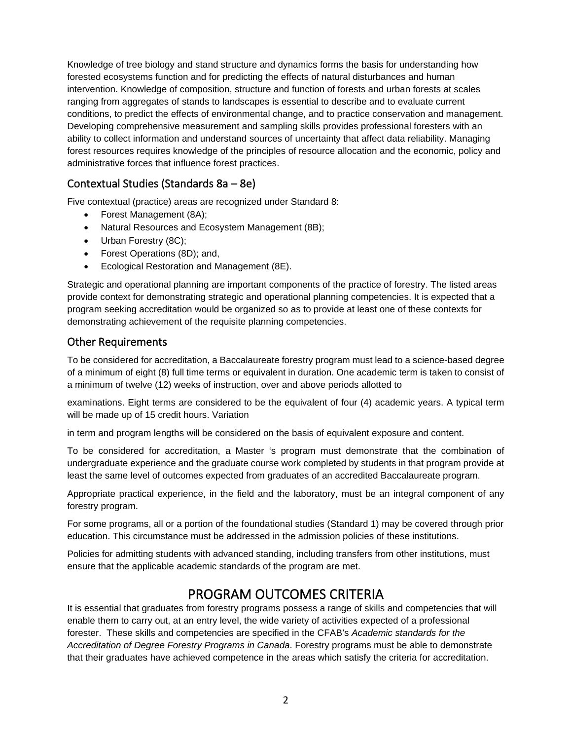Knowledge of tree biology and stand structure and dynamics forms the basis for understanding how forested ecosystems function and for predicting the effects of natural disturbances and human intervention. Knowledge of composition, structure and function of forests and urban forests at scales ranging from aggregates of stands to landscapes is essential to describe and to evaluate current conditions, to predict the effects of environmental change, and to practice conservation and management. Developing comprehensive measurement and sampling skills provides professional foresters with an ability to collect information and understand sources of uncertainty that affect data reliability. Managing forest resources requires knowledge of the principles of resource allocation and the economic, policy and administrative forces that influence forest practices.

## Contextual Studies (Standards 8a – 8e)

Five contextual (practice) areas are recognized under Standard 8:

- Forest Management (8A);
- Natural Resources and Ecosystem Management (8B);
- Urban Forestry (8C);
- Forest Operations (8D); and,
- Ecological Restoration and Management (8E).

Strategic and operational planning are important components of the practice of forestry. The listed areas provide context for demonstrating strategic and operational planning competencies. It is expected that a program seeking accreditation would be organized so as to provide at least one of these contexts for demonstrating achievement of the requisite planning competencies.

## Other Requirements

To be considered for accreditation, a Baccalaureate forestry program must lead to a science-based degree of a minimum of eight (8) full time terms or equivalent in duration. One academic term is taken to consist of a minimum of twelve (12) weeks of instruction, over and above periods allotted to examinations. Eight terms are considered to be the equivalent of four (4) academic years. A typical term will be made up of 15 credit hours. Variation in term and program lengths will be considered on the basis of equivalent exposure and content.

To be considered for accreditation, a Master 's program must demonstrate that the combination of undergraduate experience and the graduate course work completed by students in that program provide at least the same level of outcomes expected from graduates of an accredited Baccalaureate program.

Appropriate practical experience, in the field and the laboratory, must be an integral component of any forestry program.

For some programs, all or a portion of the foundational studies (Standard 1) may be covered through prior education. This circumstance must be addressed in the admission policies of these institutions.

Policies for admitting students with advanced standing, including transfers from other institutions, must ensure that the applicable academic standards of the program are met.

# PROGRAM OUTCOMES CRITERIA

It is essential that graduates from forestry programs possess a range of skills and competencies that will enable them to carry out, at an entry level, the wide variety of activities expected of a professional forester. These skills and competencies are specified in the CFAB's *Academic standards for the Accreditation of Degree Forestry Programs in Canada*. Forestry programs must be able to demonstrate that their graduates have achieved competence in the areas which satisfy the criteria for accreditation.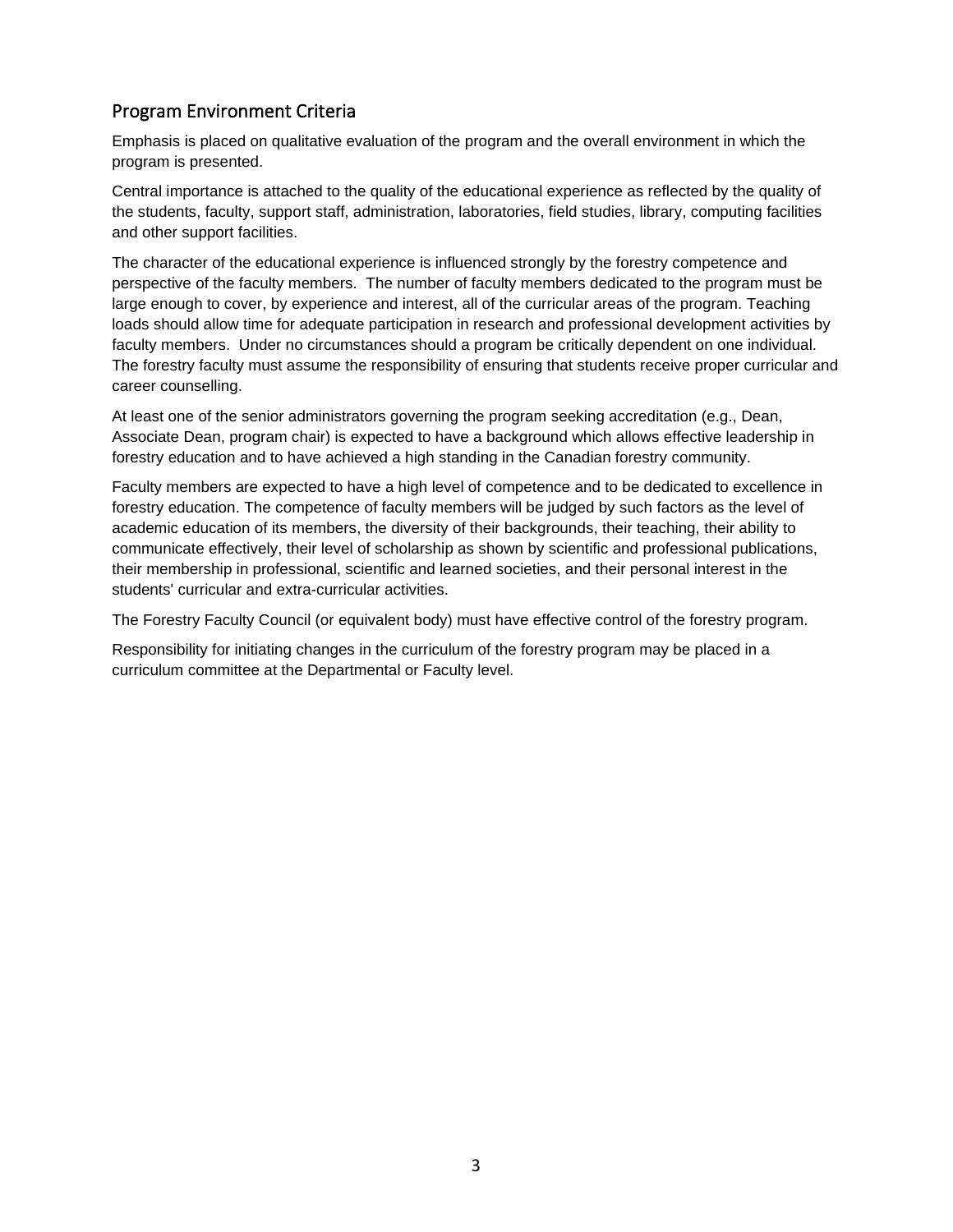## Program Environment Criteria

Emphasis is placed on qualitative evaluation of the program and the overall environment in which the program is presented.

Central importance is attached to the quality of the educational experience as reflected by the quality of the students, faculty, support staff, administration, laboratories, field studies, library, computing facilities and other support facilities.

The character of the educational experience is influenced strongly by the forestry competence and perspective of the faculty members. The number of faculty members dedicated to the program must be large enough to cover, by experience and interest, all of the curricular areas of the program. Teaching loads should allow time for adequate participation in research and professional development activities by faculty members. Under no circumstances should a program be critically dependent on one individual. The forestry faculty must assume the responsibility of ensuring that students receive proper curricular and career counselling.

At least one of the senior administrators governing the program seeking accreditation (e.g., Dean, Associate Dean, program chair) is expected to have a background which allows effective leadership in forestry education and to have achieved a high standing in the Canadian forestry community.

Faculty members are expected to have a high level of competence and to be dedicated to excellence in forestry education. The competence of faculty members will be judged by such factors as the level of academic education of its members, the diversity of their backgrounds, their teaching, their ability to communicate effectively, their level of scholarship as shown by scientific and professional publications, their membership in professional, scientific and learned societies, and their personal interest in the students' curricular and extra-curricular activities.

The Forestry Faculty Council (or equivalent body) must have effective control of the forestry program.

Responsibility for initiating changes in the curriculum of the forestry program may be placed in a curriculum committee at the Departmental or Faculty level.